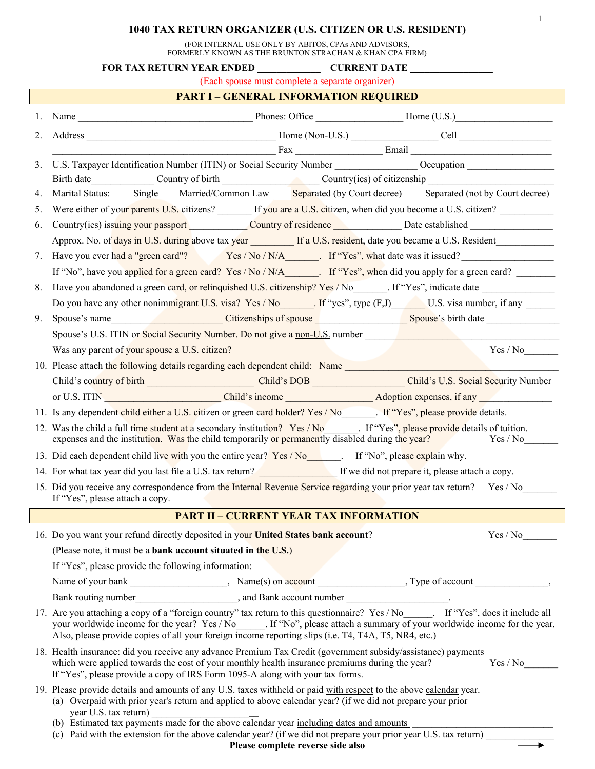# 1040 TAX RETURN ORGANIZER (U.S. CITIZEN OR U.S. RESIDENT)

(FOR INTERNAL USE ONLY BY ABITOS, CPAs AND ADVISORS,
FORMERLY KNOWN AS THE BRUNTON STRACHAN & KHAN CPA FIRM)

**FOR TAX RETURN YEAR ENDED ____________ CURRENT DATE ________________**

(Each spouse must complete a separate organizer)

## PART I – GENERAL INFORMATION REQUIRED

1. Name ___________________________________ Phones: Office _________________ Home (U.S.)____________________
2. Address _______________________________________ Home (Non-U.S.) _________________ Cell ___________________
   _____________________________________________ Fax _________________ Email ______________________________
3. U.S. Taxpayer Identification Number (ITIN) or Social Security Number ________________ Occupation __________________
   Birth date_____________ Country of birth ___________________ Country(ies) of citizenship __________________________
4. Marital Status: Single Married/Common Law Separated (by Court decree) Separated (not by Court decree)
5. Were either of your parents U.S. citizens? _______ If you are a U.S. citizen, when did you become a U.S. citizen? ___________
6. Country(ies) issuing your passport ____________ Country of residence ______________ Date established _________________
   Approx. No. of days in U.S. during above tax year _________ If a U.S. resident, date you became a U.S. Resident___________
7. Have you ever had a "green card"? Yes / No / N/A_______. If "Yes", what date was it issued?___________________
   If "No", have you applied for a green card? Yes / No / N/A_______. If "Yes", when did you apply for a green card? ________
8. Have you abandoned a green card, or relinquished U.S. citizenship? Yes / No_______. If "Yes", indicate date _______________
   Do you have any other nonimmigrant U.S. visa? Yes / No_______. If "yes", type (F,J)_______ U.S. visa number, if any ______
9. Spouse's name______________________ Citizenships of spouse __________________ Spouse's birth date _______________
   Spouse's U.S. ITIN or Social Security Number. Do not give a non-U.S. number __________________________________________
   Was any parent of your spouse a U.S. citizen? Yes / No_______
10. Please attach the following details regarding each dependent child: Name _____________________________________________
    Child's country of birth _____________________ Child's DOB __________________ Child's U.S. Social Security Number
    or U.S. ITIN ________________________ Child's income _________________ Adoption expenses, if any _______________
11. Is any dependent child either a U.S. citizen or green card holder? Yes / No_______. If "Yes", please provide details.
12. Was the child a full time student at a secondary institution? Yes / No_______. If "Yes", please provide details of tuition. expenses and the institution. Was the child temporarily or permanently disabled during the year? Yes / No_______
13. Did each dependent child live with you the entire year? Yes / No_______. If "No", please explain why.
14. For what tax year did you last file a U.S. tax return? _______________ If we did not prepare it, please attach a copy.
15. Did you receive any correspondence from the Internal Revenue Service regarding your prior year tax return? Yes / No_______
    If "Yes", please attach a copy.

## PART II – CURRENT YEAR TAX INFORMATION

16. Do you want your refund directly deposited in your **United States bank account**? Yes / No_______
    (Please note, it must be a **bank account situated in the U.S.**)
    If "Yes", please provide the following information:
    Name of your bank ___________________, Name(s) on account _________________, Type of account _______________,
    Bank routing number____________________, and Bank account number ____________________.
17. Are you attaching a copy of a "foreign country" tax return to this questionnaire? Yes / No______. If "Yes", does it include all your worldwide income for the year? Yes / No______. If "No", please attach a summary of your worldwide income for the year. Also, please provide copies of all your foreign income reporting slips (i.e. T4, T4A, T5, NR4, etc.)
18. Health insurance: did you receive any advance Premium Tax Credit (government subsidy/assistance) payments which were applied towards the cost of your monthly health insurance premiums during the year? Yes / No_______
    If "Yes", please provide a copy of IRS Form 1095-A along with your tax forms.
19. Please provide details and amounts of any U.S. taxes withheld or paid with respect to the above calendar year.
    (a) Overpaid with prior year's return and applied to above calendar year? (if we did not prepare your prior year U.S. tax return) _____________________
    (b) Estimated tax payments made for the above calendar year including dates and amounts ____________________________
    (c) Paid with the extension for the above calendar year? (if we did not prepare your prior year U.S. tax return) ______________

**Please complete reverse side also** →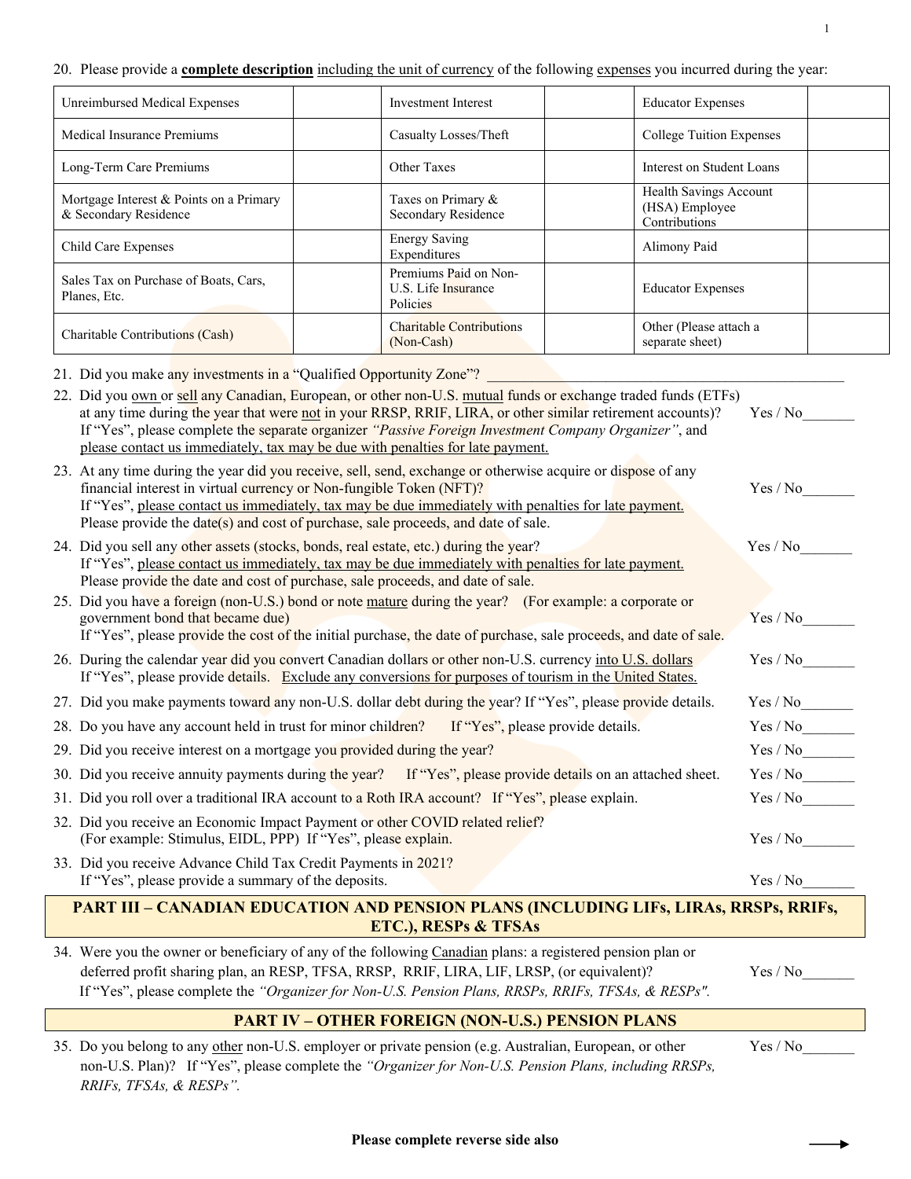20. Please provide a **complete description** including the unit of currency of the following expenses you incurred during the year:

| | | | | | |
|---|---|---|---|---|---|
| Unreimbursed Medical Expenses | | Investment Interest | | Educator Expenses | |
| Medical Insurance Premiums | | Casualty Losses/Theft | | College Tuition Expenses | |
| Long-Term Care Premiums | | Other Taxes | | Interest on Student Loans | |
| Mortgage Interest & Points on a Primary & Secondary Residence | | Taxes on Primary & Secondary Residence | | Health Savings Account (HSA) Employee Contributions | |
| Child Care Expenses | | Energy Saving Expenditures | | Alimony Paid | |
| Sales Tax on Purchase of Boats, Cars, Planes, Etc. | | Premiums Paid on Non-U.S. Life Insurance Policies | | Educator Expenses | |
| Charitable Contributions (Cash) | | Charitable Contributions (Non-Cash) | | Other (Please attach a separate sheet) | |

21. Did you make any investments in a "Qualified Opportunity Zone"? ____________________________________________

22. Did you own or sell any Canadian, European, or other non-U.S. mutual funds or exchange traded funds (ETFs) at any time during the year that were not in your RRSP, RRIF, LIRA, or other similar retirement accounts)? Yes / No_______
    If "Yes", please complete the separate organizer *"Passive Foreign Investment Company Organizer"*, and please contact us immediately, tax may be due with penalties for late payment.

23. At any time during the year did you receive, sell, send, exchange or otherwise acquire or dispose of any financial interest in virtual currency or Non-fungible Token (NFT)? Yes / No_______
    If "Yes", please contact us immediately, tax may be due immediately with penalties for late payment. Please provide the date(s) and cost of purchase, sale proceeds, and date of sale.

24. Did you sell any other assets (stocks, bonds, real estate, etc.) during the year? Yes / No_______
    If "Yes", please contact us immediately, tax may be due immediately with penalties for late payment. Please provide the date and cost of purchase, sale proceeds, and date of sale.

25. Did you have a foreign (non-U.S.) bond or note mature during the year? (For example: a corporate or government bond that became due) Yes / No_______
    If "Yes", please provide the cost of the initial purchase, the date of purchase, sale proceeds, and date of sale.

26. During the calendar year did you convert Canadian dollars or other non-U.S. currency into U.S. dollars Yes / No_______
    If "Yes", please provide details. Exclude any conversions for purposes of tourism in the United States.

27. Did you make payments toward any non-U.S. dollar debt during the year? If "Yes", please provide details. Yes / No_______

28. Do you have any account held in trust for minor children? If "Yes", please provide details. Yes / No_______

29. Did you receive interest on a mortgage you provided during the year? Yes / No_______

30. Did you receive annuity payments during the year? If "Yes", please provide details on an attached sheet. Yes / No_______

31. Did you roll over a traditional IRA account to a Roth IRA account? If "Yes", please explain. Yes / No_______

32. Did you receive an Economic Impact Payment or other COVID related relief? (For example: Stimulus, EIDL, PPP) If "Yes", please explain. Yes / No_______

33. Did you receive Advance Child Tax Credit Payments in 2021? If "Yes", please provide a summary of the deposits. Yes / No_______

## PART III – CANADIAN EDUCATION AND PENSION PLANS (INCLUDING LIFs, LIRAs, RRSPs, RRIFs, ETC.), RESPs & TFSAs

34. Were you the owner or beneficiary of any of the following Canadian plans: a registered pension plan or deferred profit sharing plan, an RESP, TFSA, RRSP, RRIF, LIRA, LIF, LRSP, (or equivalent)? Yes / No_______
    If "Yes", please complete the *"Organizer for Non-U.S. Pension Plans, RRSPs, RRIFs, TFSAs, & RESPs".*

## PART IV – OTHER FOREIGN (NON-U.S.) PENSION PLANS

35. Do you belong to any other non-U.S. employer or private pension (e.g. Australian, European, or other non-U.S. Plan)? If "Yes", please complete the *"Organizer for Non-U.S. Pension Plans, including RRSPs, RRIFs, TFSAs, & RESPs".* Yes / No_______

**Please complete reverse side also** →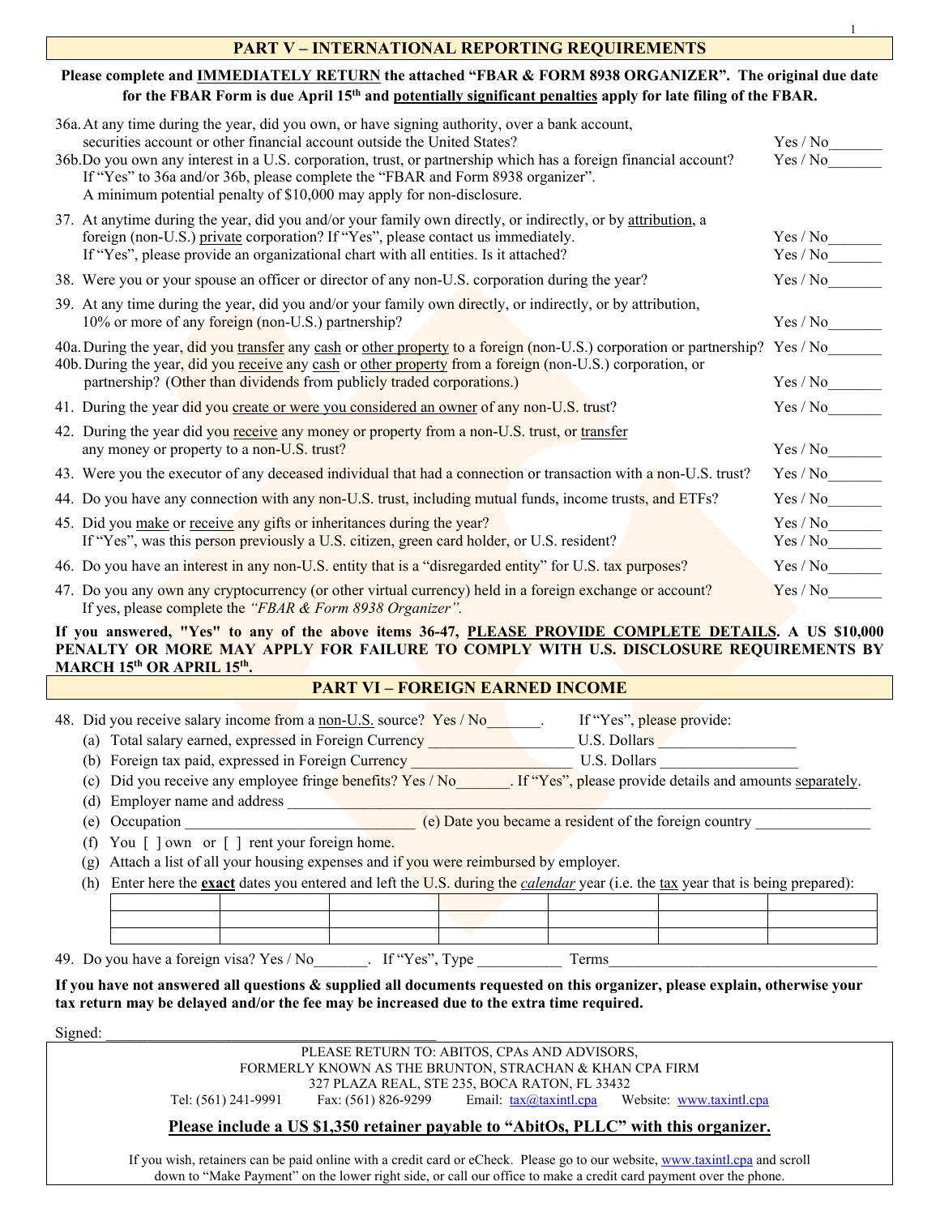## PART V – INTERNATIONAL REPORTING REQUIREMENTS

**Please complete and IMMEDIATELY RETURN the attached "FBAR & FORM 8938 ORGANIZER". The original due date for the FBAR Form is due April 15th and potentially significant penalties apply for late filing of the FBAR.**

36a. At any time during the year, did you own, or have signing authority, over a bank account, securities account or other financial account outside the United States? Yes / No_______

36b. Do you own any interest in a U.S. corporation, trust, or partnership which has a foreign financial account? Yes / No_______
If "Yes" to 36a and/or 36b, please complete the "FBAR and Form 8938 organizer".
A minimum potential penalty of $10,000 may apply for non-disclosure.

37. At anytime during the year, did you and/or your family own directly, or indirectly, or by attribution, a foreign (non-U.S.) private corporation? If "Yes", please contact us immediately. Yes / No_______
If "Yes", please provide an organizational chart with all entities. Is it attached? Yes / No_______

38. Were you or your spouse an officer or director of any non-U.S. corporation during the year? Yes / No_______

39. At any time during the year, did you and/or your family own directly, or indirectly, or by attribution, 10% or more of any foreign (non-U.S.) partnership? Yes / No_______

40a. During the year, did you transfer any cash or other property to a foreign (non-U.S.) corporation or partnership? Yes / No_______

40b. During the year, did you receive any cash or other property from a foreign (non-U.S.) corporation, or partnership? (Other than dividends from publicly traded corporations.) Yes / No_______

41. During the year did you create or were you considered an owner of any non-U.S. trust? Yes / No_______

42. During the year did you receive any money or property from a non-U.S. trust, or transfer any money or property to a non-U.S. trust? Yes / No_______

43. Were you the executor of any deceased individual that had a connection or transaction with a non-U.S. trust? Yes / No_______

44. Do you have any connection with any non-U.S. trust, including mutual funds, income trusts, and ETFs? Yes / No_______

45. Did you make or receive any gifts or inheritances during the year? Yes / No_______
If "Yes", was this person previously a U.S. citizen, green card holder, or U.S. resident? Yes / No_______

46. Do you have an interest in any non-U.S. entity that is a "disregarded entity" for U.S. tax purposes? Yes / No_______

47. Do you any own any cryptocurrency (or other virtual currency) held in a foreign exchange or account? Yes / No_______
If yes, please complete the *"FBAR & Form 8938 Organizer".*

**If you answered, "Yes" to any of the above items 36-47, PLEASE PROVIDE COMPLETE DETAILS. A US $10,000 PENALTY OR MORE MAY APPLY FOR FAILURE TO COMPLY WITH U.S. DISCLOSURE REQUIREMENTS BY MARCH 15th OR APRIL 15th.**

## PART VI – FOREIGN EARNED INCOME

48. Did you receive salary income from a non-U.S. source? Yes / No_______. If "Yes", please provide:

(a) Total salary earned, expressed in Foreign Currency ___________________ U.S. Dollars __________________

(b) Foreign tax paid, expressed in Foreign Currency _____________________ U.S. Dollars __________________

(c) Did you receive any employee fringe benefits? Yes / No_______. If "Yes", please provide details and amounts separately.

(d) Employer name and address ____________________________________________________________

(e) Occupation ______________________________ (e) Date you became a resident of the foreign country _______________

(f) You [ ] own or [ ] rent your foreign home.

(g) Attach a list of all your housing expenses and if you were reimbursed by employer.

(h) Enter here the **exact** dates you entered and left the U.S. during the *calendar* year (i.e. the tax year that is being prepared):

| | | | | | | |
|---|---|---|---|---|---|---|
| | | | | | | |
| | | | | | | |
| | | | | | | |

49. Do you have a foreign visa? Yes / No_______. If "Yes", Type ___________ Terms__________________________________

**If you have not answered all questions & supplied all documents requested on this organizer, please explain, otherwise your tax return may be delayed and/or the fee may be increased due to the extra time required.**

Signed: ____________________________________________

PLEASE RETURN TO: ABITOS, CPAs AND ADVISORS,
FORMERLY KNOWN AS THE BRUNTON, STRACHAN & KHAN CPA FIRM
327 PLAZA REAL, STE 235, BOCA RATON, FL 33432
Tel: (561) 241-9991 Fax: (561) 826-9299 Email: tax@taxintl.cpa Website: www.taxintl.cpa

**Please include a US $1,350 retainer payable to "AbitOs, PLLC" with this organizer.**

If you wish, retainers can be paid online with a credit card or eCheck. Please go to our website, www.taxintl.cpa and scroll down to "Make Payment" on the lower right side, or call our office to make a credit card payment over the phone.